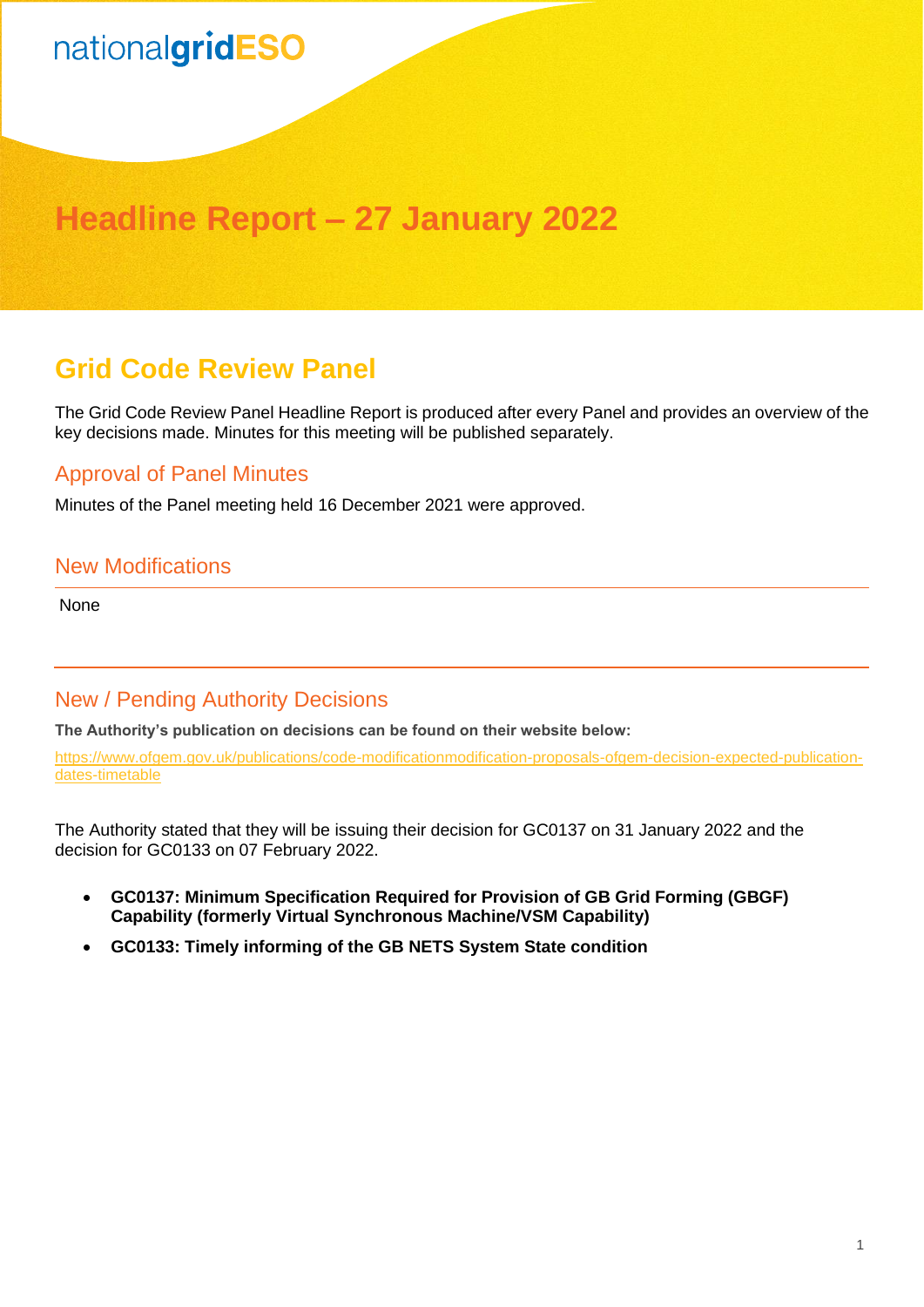nationalgridESO

# Headline Report – 27 January 2022

## Grid Code Review Panel

The Grid Code Review Panel Headline Report is produced after every Panel and provides an overview of the key decisions made. Minutes for this meeting will be published separately.

### Approval of Panel Minutes

Minutes of the Panel meeting held 16 December 2021 were approved.

### New Modifications

None

### New / Pending Authority Decisions

**The Authority's publication on decisions can be found on their website below:**

https://www.ofgem.gov.uk/publications/code-modificationmodification-proposals-ofgem-decision-expected-publication-dates-timetable

The Authority stated that they will be issuing their decision for GC0137 on 31 January 2022 and the decision for GC0133 on 07 February 2022.

- **GC0137: Minimum Specification Required for Provision of GB Grid Forming (GBGF) Capability (formerly Virtual Synchronous Machine/VSM Capability)**
- **GC0133: Timely informing of the GB NETS System State condition**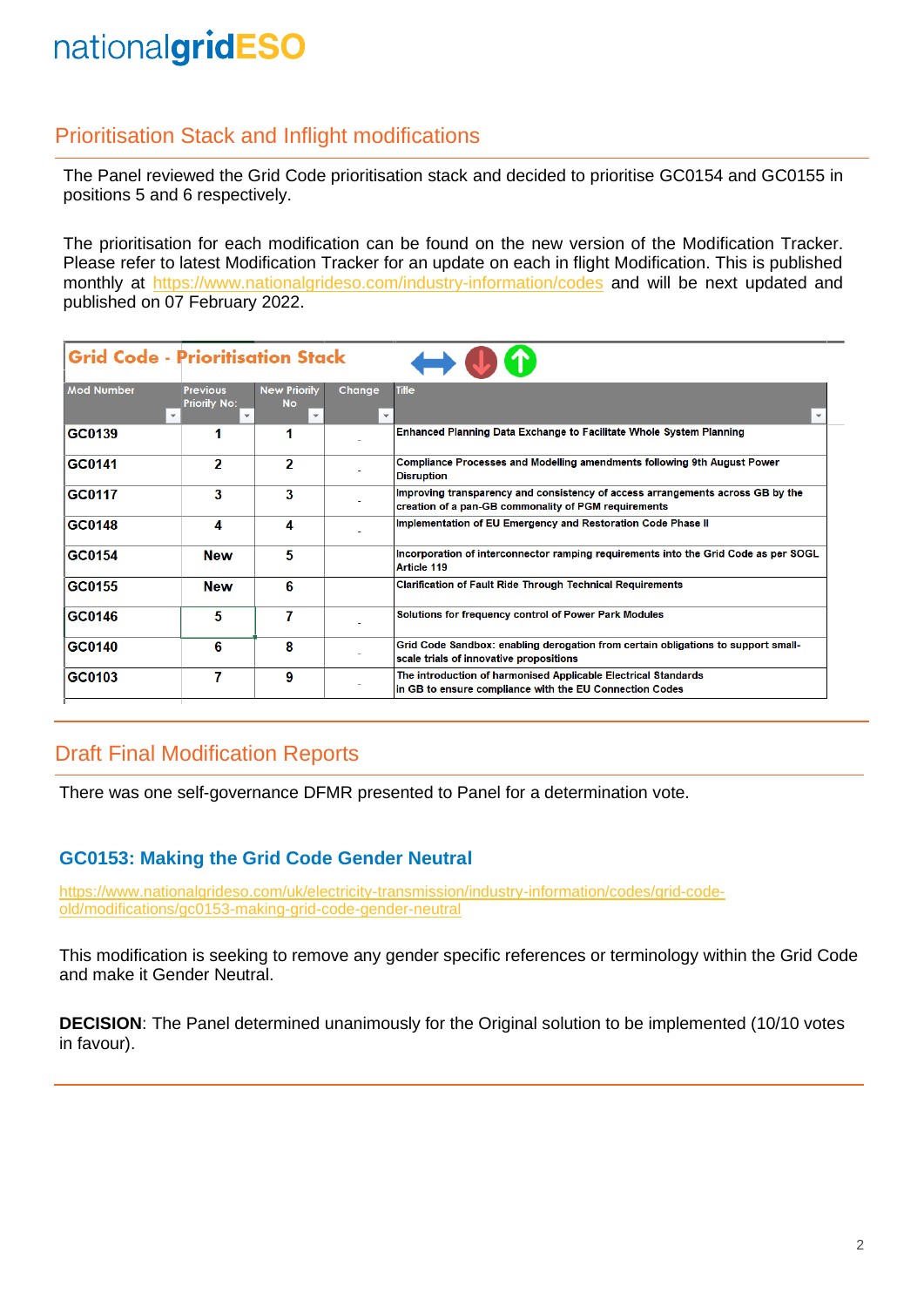## Prioritisation Stack and Inflight modifications

The Panel reviewed the Grid Code prioritisation stack and decided to prioritise GC0154 and GC0155 in positions 5 and 6 respectively.

The prioritisation for each modification can be found on the new version of the Modification Tracker. Please refer to latest Modification Tracker for an update on each in flight Modification. This is published monthly at https://www.nationalgrideso.com/industry-information/codes and will be next updated and published on 07 February 2022.

**Grid Code - Prioritisation Stack**

| Mod Number | Previous Priority No: | New Priority No | Change | Title |
|---|---|---|---|---|
| GC0139 | 1 | 1 | - | Enhanced Planning Data Exchange to Facilitate Whole System Planning |
| GC0141 | 2 | 2 | - | Compliance Processes and Modelling amendments following 9th August Power Disruption |
| GC0117 | 3 | 3 | - | Improving transparency and consistency of access arrangements across GB by the creation of a pan-GB commonality of PGM requirements |
| GC0148 | 4 | 4 | - | Implementation of EU Emergency and Restoration Code Phase II |
| GC0154 | New | 5 | | Incorporation of interconnector ramping requirements into the Grid Code as per SOGL Article 119 |
| GC0155 | New | 6 | | Clarification of Fault Ride Through Technical Requirements |
| GC0146 | 5 | 7 | - | Solutions for frequency control of Power Park Modules |
| GC0140 | 6 | 8 | - | Grid Code Sandbox: enabling derogation from certain obligations to support small-scale trials of innovative propositions |
| GC0103 | 7 | 9 | - | The introduction of harmonised Applicable Electrical Standards in GB to ensure compliance with the EU Connection Codes |

## Draft Final Modification Reports

There was one self-governance DFMR presented to Panel for a determination vote.

### GC0153: Making the Grid Code Gender Neutral

https://www.nationalgrideso.com/uk/electricity-transmission/industry-information/codes/grid-code-old/modifications/gc0153-making-grid-code-gender-neutral

This modification is seeking to remove any gender specific references or terminology within the Grid Code and make it Gender Neutral.

**DECISION**: The Panel determined unanimously for the Original solution to be implemented (10/10 votes in favour).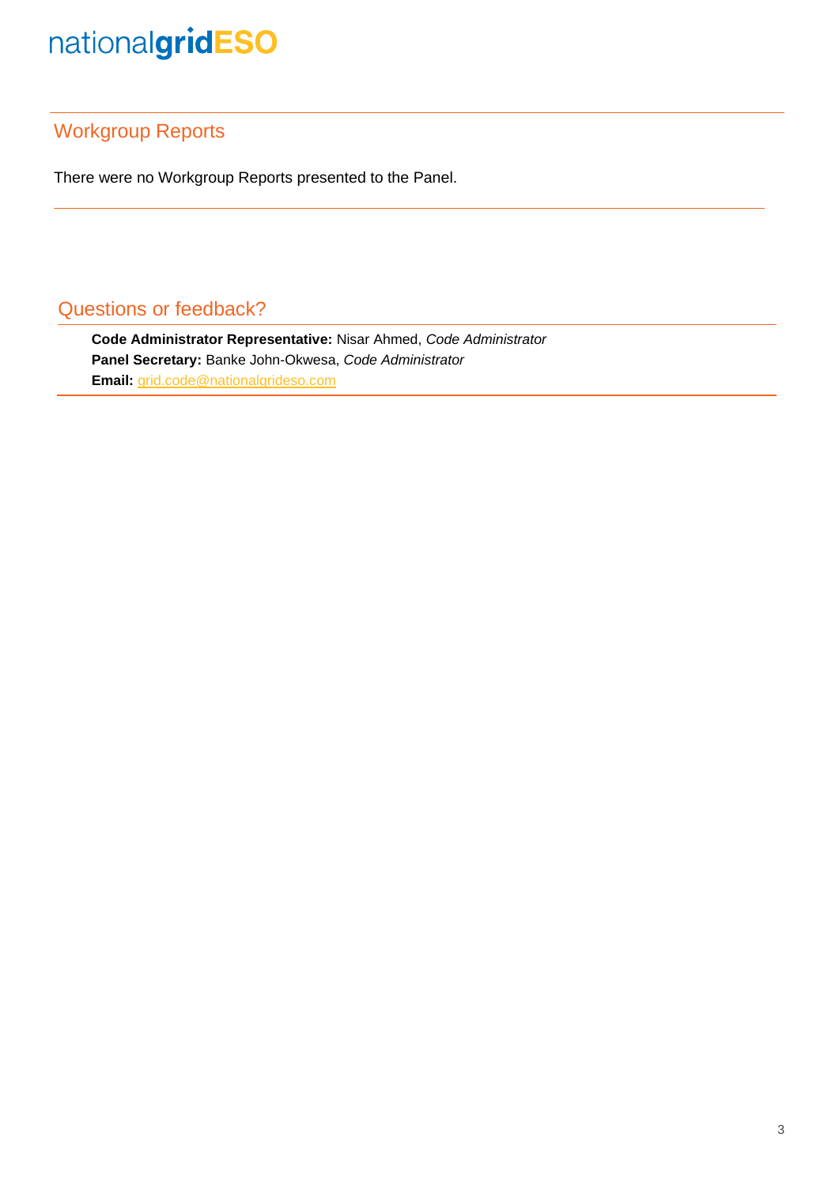## Workgroup Reports

There were no Workgroup Reports presented to the Panel.

## Questions or feedback?

**Code Administrator Representative:** Nisar Ahmed, *Code Administrator*
**Panel Secretary:** Banke John-Okwesa, *Code Administrator*
**Email:** grid.code@nationalgrideso.com